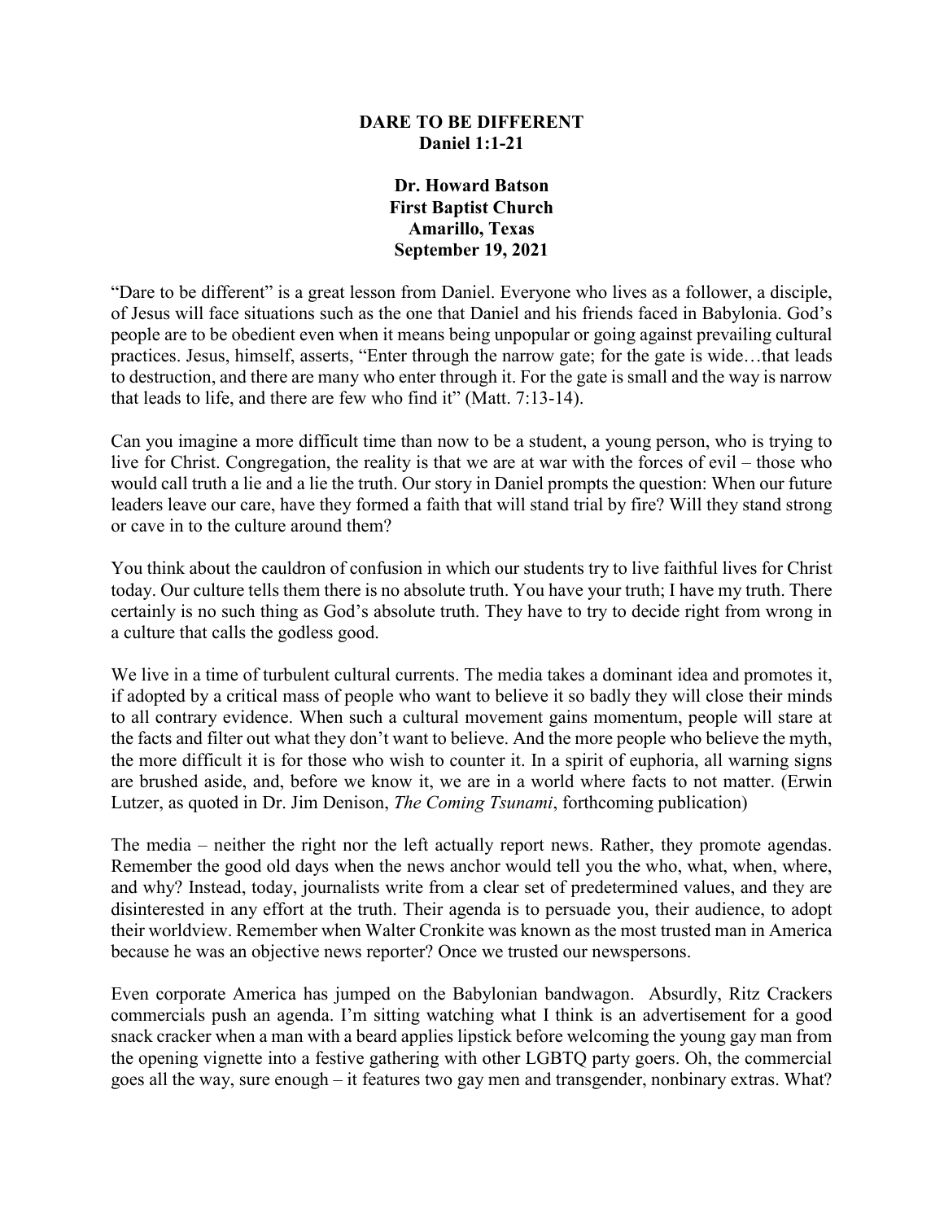**DARE TO BE DIFFERENT**
**Daniel 1:1-21**

**Dr. Howard Batson**
**First Baptist Church**
**Amarillo, Texas**
**September 19, 2021**

"Dare to be different" is a great lesson from Daniel. Everyone who lives as a follower, a disciple, of Jesus will face situations such as the one that Daniel and his friends faced in Babylonia. God's people are to be obedient even when it means being unpopular or going against prevailing cultural practices. Jesus, himself, asserts, "Enter through the narrow gate; for the gate is wide…that leads to destruction, and there are many who enter through it. For the gate is small and the way is narrow that leads to life, and there are few who find it" (Matt. 7:13-14).

Can you imagine a more difficult time than now to be a student, a young person, who is trying to live for Christ. Congregation, the reality is that we are at war with the forces of evil – those who would call truth a lie and a lie the truth. Our story in Daniel prompts the question: When our future leaders leave our care, have they formed a faith that will stand trial by fire? Will they stand strong or cave in to the culture around them?

You think about the cauldron of confusion in which our students try to live faithful lives for Christ today. Our culture tells them there is no absolute truth. You have your truth; I have my truth. There certainly is no such thing as God's absolute truth. They have to try to decide right from wrong in a culture that calls the godless good.

We live in a time of turbulent cultural currents. The media takes a dominant idea and promotes it, if adopted by a critical mass of people who want to believe it so badly they will close their minds to all contrary evidence. When such a cultural movement gains momentum, people will stare at the facts and filter out what they don't want to believe. And the more people who believe the myth, the more difficult it is for those who wish to counter it. In a spirit of euphoria, all warning signs are brushed aside, and, before we know it, we are in a world where facts to not matter. (Erwin Lutzer, as quoted in Dr. Jim Denison, *The Coming Tsunami*, forthcoming publication)

The media – neither the right nor the left actually report news. Rather, they promote agendas. Remember the good old days when the news anchor would tell you the who, what, when, where, and why? Instead, today, journalists write from a clear set of predetermined values, and they are disinterested in any effort at the truth. Their agenda is to persuade you, their audience, to adopt their worldview. Remember when Walter Cronkite was known as the most trusted man in America because he was an objective news reporter? Once we trusted our newspersons.

Even corporate America has jumped on the Babylonian bandwagon. Absurdly, Ritz Crackers commercials push an agenda. I'm sitting watching what I think is an advertisement for a good snack cracker when a man with a beard applies lipstick before welcoming the young gay man from the opening vignette into a festive gathering with other LGBTQ party goers. Oh, the commercial goes all the way, sure enough – it features two gay men and transgender, nonbinary extras. What?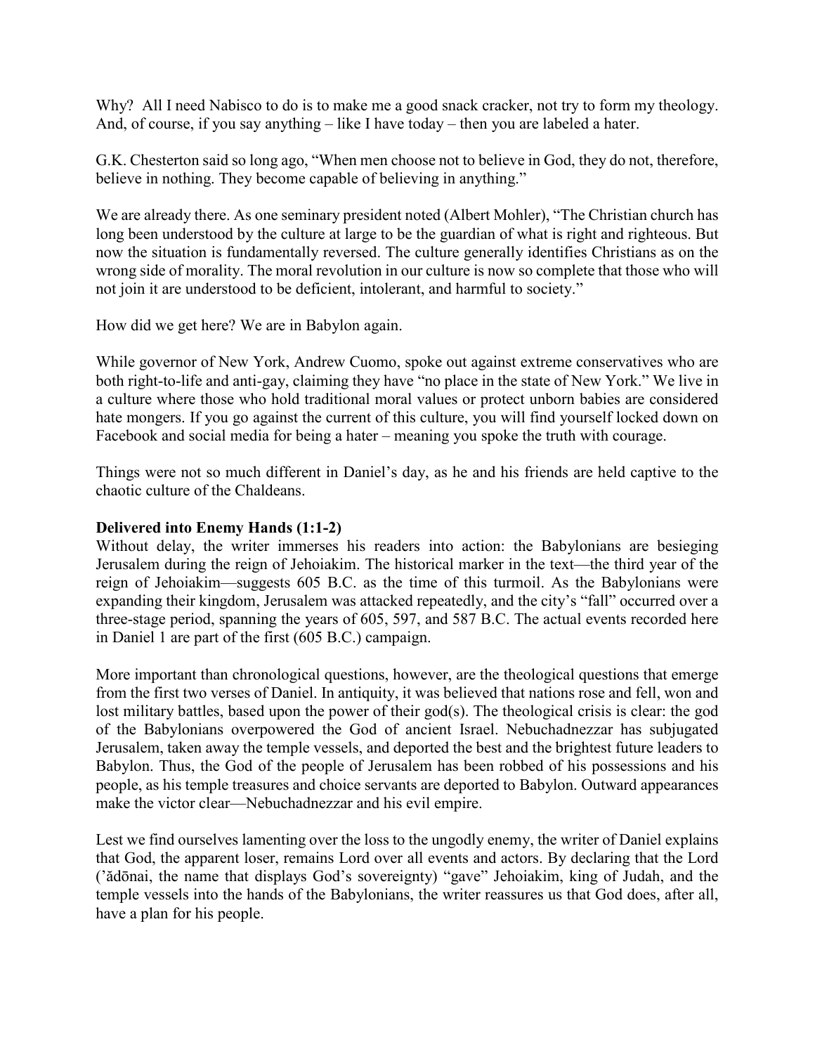Why? All I need Nabisco to do is to make me a good snack cracker, not try to form my theology. And, of course, if you say anything – like I have today – then you are labeled a hater.

G.K. Chesterton said so long ago, "When men choose not to believe in God, they do not, therefore, believe in nothing. They become capable of believing in anything."

We are already there. As one seminary president noted (Albert Mohler), "The Christian church has long been understood by the culture at large to be the guardian of what is right and righteous. But now the situation is fundamentally reversed. The culture generally identifies Christians as on the wrong side of morality. The moral revolution in our culture is now so complete that those who will not join it are understood to be deficient, intolerant, and harmful to society."

How did we get here? We are in Babylon again.

While governor of New York, Andrew Cuomo, spoke out against extreme conservatives who are both right-to-life and anti-gay, claiming they have "no place in the state of New York." We live in a culture where those who hold traditional moral values or protect unborn babies are considered hate mongers. If you go against the current of this culture, you will find yourself locked down on Facebook and social media for being a hater – meaning you spoke the truth with courage.

Things were not so much different in Daniel's day, as he and his friends are held captive to the chaotic culture of the Chaldeans.

**Delivered into Enemy Hands (1:1-2)**

Without delay, the writer immerses his readers into action: the Babylonians are besieging Jerusalem during the reign of Jehoiakim. The historical marker in the text—the third year of the reign of Jehoiakim—suggests 605 B.C. as the time of this turmoil. As the Babylonians were expanding their kingdom, Jerusalem was attacked repeatedly, and the city's "fall" occurred over a three-stage period, spanning the years of 605, 597, and 587 B.C. The actual events recorded here in Daniel 1 are part of the first (605 B.C.) campaign.

More important than chronological questions, however, are the theological questions that emerge from the first two verses of Daniel. In antiquity, it was believed that nations rose and fell, won and lost military battles, based upon the power of their god(s). The theological crisis is clear: the god of the Babylonians overpowered the God of ancient Israel. Nebuchadnezzar has subjugated Jerusalem, taken away the temple vessels, and deported the best and the brightest future leaders to Babylon. Thus, the God of the people of Jerusalem has been robbed of his possessions and his people, as his temple treasures and choice servants are deported to Babylon. Outward appearances make the victor clear—Nebuchadnezzar and his evil empire.

Lest we find ourselves lamenting over the loss to the ungodly enemy, the writer of Daniel explains that God, the apparent loser, remains Lord over all events and actors. By declaring that the Lord (ʼădōnai, the name that displays God's sovereignty) "gave" Jehoiakim, king of Judah, and the temple vessels into the hands of the Babylonians, the writer reassures us that God does, after all, have a plan for his people.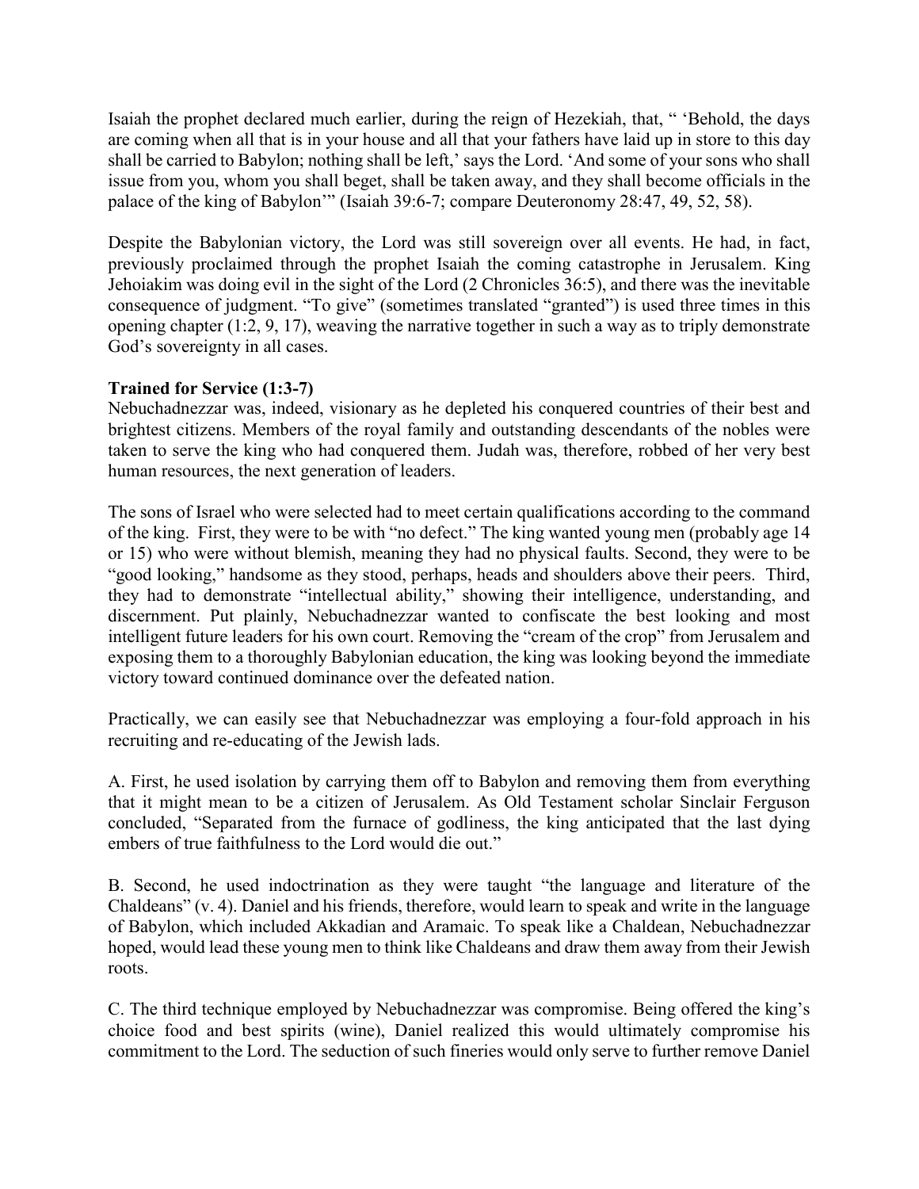Isaiah the prophet declared much earlier, during the reign of Hezekiah, that, " 'Behold, the days are coming when all that is in your house and all that your fathers have laid up in store to this day shall be carried to Babylon; nothing shall be left,' says the Lord. 'And some of your sons who shall issue from you, whom you shall beget, shall be taken away, and they shall become officials in the palace of the king of Babylon'" (Isaiah 39:6-7; compare Deuteronomy 28:47, 49, 52, 58).

Despite the Babylonian victory, the Lord was still sovereign over all events. He had, in fact, previously proclaimed through the prophet Isaiah the coming catastrophe in Jerusalem. King Jehoiakim was doing evil in the sight of the Lord (2 Chronicles 36:5), and there was the inevitable consequence of judgment. "To give" (sometimes translated "granted") is used three times in this opening chapter (1:2, 9, 17), weaving the narrative together in such a way as to triply demonstrate God's sovereignty in all cases.

**Trained for Service (1:3-7)**

Nebuchadnezzar was, indeed, visionary as he depleted his conquered countries of their best and brightest citizens. Members of the royal family and outstanding descendants of the nobles were taken to serve the king who had conquered them. Judah was, therefore, robbed of her very best human resources, the next generation of leaders.

The sons of Israel who were selected had to meet certain qualifications according to the command of the king. First, they were to be with "no defect." The king wanted young men (probably age 14 or 15) who were without blemish, meaning they had no physical faults. Second, they were to be "good looking," handsome as they stood, perhaps, heads and shoulders above their peers. Third, they had to demonstrate "intellectual ability," showing their intelligence, understanding, and discernment. Put plainly, Nebuchadnezzar wanted to confiscate the best looking and most intelligent future leaders for his own court. Removing the "cream of the crop" from Jerusalem and exposing them to a thoroughly Babylonian education, the king was looking beyond the immediate victory toward continued dominance over the defeated nation.

Practically, we can easily see that Nebuchadnezzar was employing a four-fold approach in his recruiting and re-educating of the Jewish lads.

A. First, he used isolation by carrying them off to Babylon and removing them from everything that it might mean to be a citizen of Jerusalem. As Old Testament scholar Sinclair Ferguson concluded, "Separated from the furnace of godliness, the king anticipated that the last dying embers of true faithfulness to the Lord would die out."

B. Second, he used indoctrination as they were taught "the language and literature of the Chaldeans" (v. 4). Daniel and his friends, therefore, would learn to speak and write in the language of Babylon, which included Akkadian and Aramaic. To speak like a Chaldean, Nebuchadnezzar hoped, would lead these young men to think like Chaldeans and draw them away from their Jewish roots.

C. The third technique employed by Nebuchadnezzar was compromise. Being offered the king's choice food and best spirits (wine), Daniel realized this would ultimately compromise his commitment to the Lord. The seduction of such fineries would only serve to further remove Daniel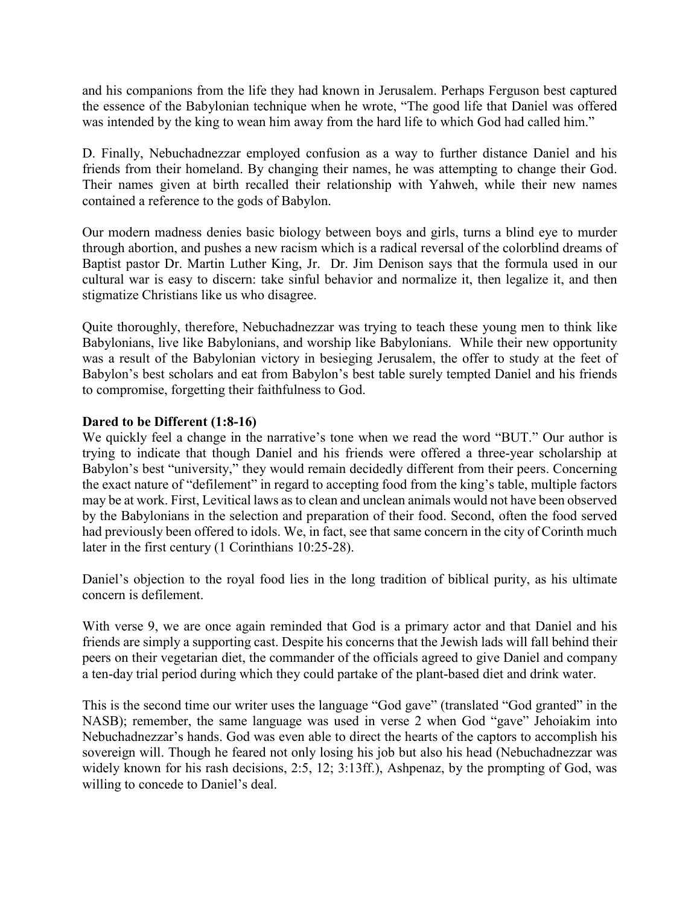and his companions from the life they had known in Jerusalem. Perhaps Ferguson best captured the essence of the Babylonian technique when he wrote, "The good life that Daniel was offered was intended by the king to wean him away from the hard life to which God had called him."

D. Finally, Nebuchadnezzar employed confusion as a way to further distance Daniel and his friends from their homeland. By changing their names, he was attempting to change their God. Their names given at birth recalled their relationship with Yahweh, while their new names contained a reference to the gods of Babylon.

Our modern madness denies basic biology between boys and girls, turns a blind eye to murder through abortion, and pushes a new racism which is a radical reversal of the colorblind dreams of Baptist pastor Dr. Martin Luther King, Jr. Dr. Jim Denison says that the formula used in our cultural war is easy to discern: take sinful behavior and normalize it, then legalize it, and then stigmatize Christians like us who disagree.

Quite thoroughly, therefore, Nebuchadnezzar was trying to teach these young men to think like Babylonians, live like Babylonians, and worship like Babylonians. While their new opportunity was a result of the Babylonian victory in besieging Jerusalem, the offer to study at the feet of Babylon's best scholars and eat from Babylon's best table surely tempted Daniel and his friends to compromise, forgetting their faithfulness to God.

**Dared to be Different (1:8-16)**

We quickly feel a change in the narrative's tone when we read the word "BUT." Our author is trying to indicate that though Daniel and his friends were offered a three-year scholarship at Babylon's best "university," they would remain decidedly different from their peers. Concerning the exact nature of "defilement" in regard to accepting food from the king's table, multiple factors may be at work. First, Levitical laws as to clean and unclean animals would not have been observed by the Babylonians in the selection and preparation of their food. Second, often the food served had previously been offered to idols. We, in fact, see that same concern in the city of Corinth much later in the first century (1 Corinthians 10:25-28).

Daniel's objection to the royal food lies in the long tradition of biblical purity, as his ultimate concern is defilement.

With verse 9, we are once again reminded that God is a primary actor and that Daniel and his friends are simply a supporting cast. Despite his concerns that the Jewish lads will fall behind their peers on their vegetarian diet, the commander of the officials agreed to give Daniel and company a ten-day trial period during which they could partake of the plant-based diet and drink water.

This is the second time our writer uses the language "God gave" (translated "God granted" in the NASB); remember, the same language was used in verse 2 when God "gave" Jehoiakim into Nebuchadnezzar's hands. God was even able to direct the hearts of the captors to accomplish his sovereign will. Though he feared not only losing his job but also his head (Nebuchadnezzar was widely known for his rash decisions, 2:5, 12; 3:13ff.), Ashpenaz, by the prompting of God, was willing to concede to Daniel's deal.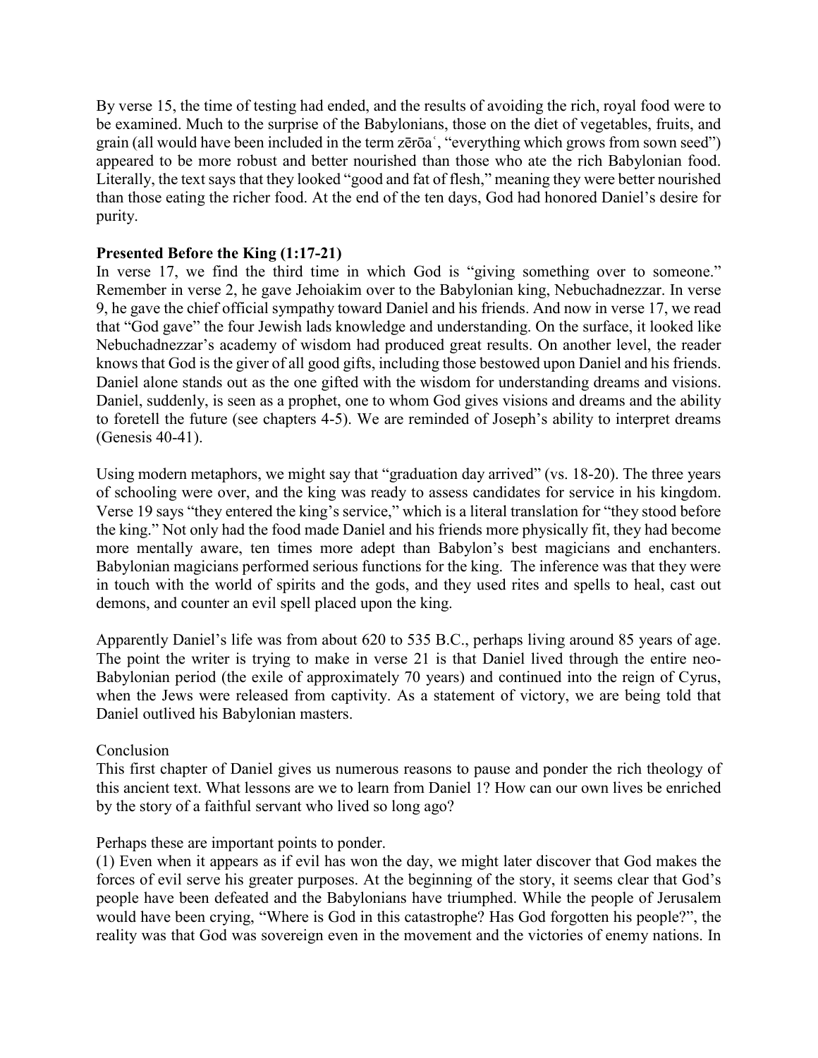By verse 15, the time of testing had ended, and the results of avoiding the rich, royal food were to be examined. Much to the surprise of the Babylonians, those on the diet of vegetables, fruits, and grain (all would have been included in the term zērōaʿ, "everything which grows from sown seed") appeared to be more robust and better nourished than those who ate the rich Babylonian food. Literally, the text says that they looked "good and fat of flesh," meaning they were better nourished than those eating the richer food. At the end of the ten days, God had honored Daniel's desire for purity.

**Presented Before the King (1:17-21)**

In verse 17, we find the third time in which God is "giving something over to someone." Remember in verse 2, he gave Jehoiakim over to the Babylonian king, Nebuchadnezzar. In verse 9, he gave the chief official sympathy toward Daniel and his friends. And now in verse 17, we read that "God gave" the four Jewish lads knowledge and understanding. On the surface, it looked like Nebuchadnezzar's academy of wisdom had produced great results. On another level, the reader knows that God is the giver of all good gifts, including those bestowed upon Daniel and his friends. Daniel alone stands out as the one gifted with the wisdom for understanding dreams and visions. Daniel, suddenly, is seen as a prophet, one to whom God gives visions and dreams and the ability to foretell the future (see chapters 4-5). We are reminded of Joseph's ability to interpret dreams (Genesis 40-41).

Using modern metaphors, we might say that "graduation day arrived" (vs. 18-20). The three years of schooling were over, and the king was ready to assess candidates for service in his kingdom. Verse 19 says "they entered the king's service," which is a literal translation for "they stood before the king." Not only had the food made Daniel and his friends more physically fit, they had become more mentally aware, ten times more adept than Babylon's best magicians and enchanters. Babylonian magicians performed serious functions for the king. The inference was that they were in touch with the world of spirits and the gods, and they used rites and spells to heal, cast out demons, and counter an evil spell placed upon the king.

Apparently Daniel's life was from about 620 to 535 B.C., perhaps living around 85 years of age. The point the writer is trying to make in verse 21 is that Daniel lived through the entire neo-Babylonian period (the exile of approximately 70 years) and continued into the reign of Cyrus, when the Jews were released from captivity. As a statement of victory, we are being told that Daniel outlived his Babylonian masters.

Conclusion

This first chapter of Daniel gives us numerous reasons to pause and ponder the rich theology of this ancient text. What lessons are we to learn from Daniel 1? How can our own lives be enriched by the story of a faithful servant who lived so long ago?

Perhaps these are important points to ponder.

(1) Even when it appears as if evil has won the day, we might later discover that God makes the forces of evil serve his greater purposes. At the beginning of the story, it seems clear that God's people have been defeated and the Babylonians have triumphed. While the people of Jerusalem would have been crying, "Where is God in this catastrophe? Has God forgotten his people?", the reality was that God was sovereign even in the movement and the victories of enemy nations. In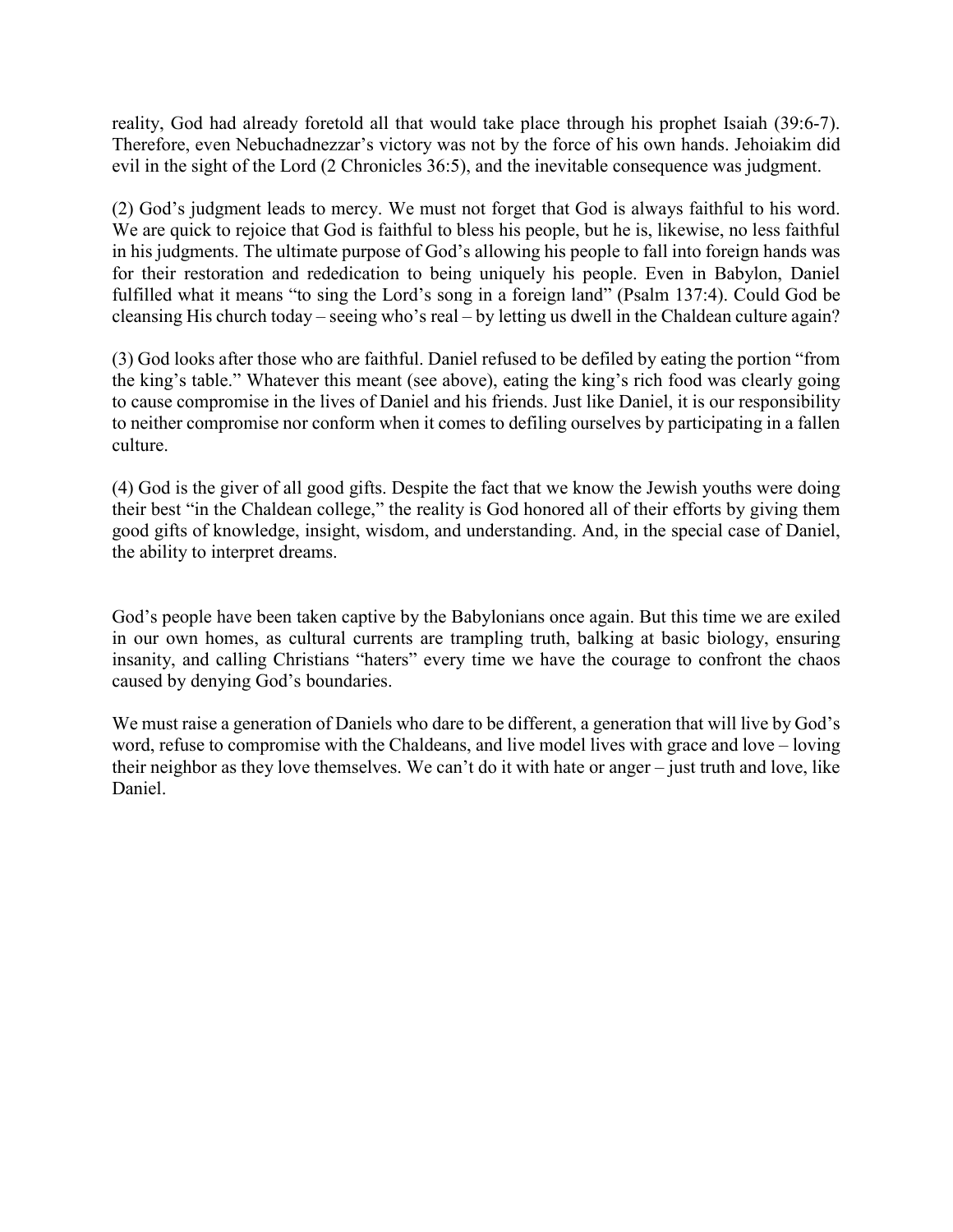reality, God had already foretold all that would take place through his prophet Isaiah (39:6-7). Therefore, even Nebuchadnezzar's victory was not by the force of his own hands. Jehoiakim did evil in the sight of the Lord (2 Chronicles 36:5), and the inevitable consequence was judgment.

(2) God's judgment leads to mercy. We must not forget that God is always faithful to his word. We are quick to rejoice that God is faithful to bless his people, but he is, likewise, no less faithful in his judgments. The ultimate purpose of God's allowing his people to fall into foreign hands was for their restoration and rededication to being uniquely his people. Even in Babylon, Daniel fulfilled what it means "to sing the Lord's song in a foreign land" (Psalm 137:4). Could God be cleansing His church today – seeing who's real – by letting us dwell in the Chaldean culture again?

(3) God looks after those who are faithful. Daniel refused to be defiled by eating the portion "from the king's table." Whatever this meant (see above), eating the king's rich food was clearly going to cause compromise in the lives of Daniel and his friends. Just like Daniel, it is our responsibility to neither compromise nor conform when it comes to defiling ourselves by participating in a fallen culture.

(4) God is the giver of all good gifts. Despite the fact that we know the Jewish youths were doing their best "in the Chaldean college," the reality is God honored all of their efforts by giving them good gifts of knowledge, insight, wisdom, and understanding. And, in the special case of Daniel, the ability to interpret dreams.

God's people have been taken captive by the Babylonians once again. But this time we are exiled in our own homes, as cultural currents are trampling truth, balking at basic biology, ensuring insanity, and calling Christians "haters" every time we have the courage to confront the chaos caused by denying God's boundaries.

We must raise a generation of Daniels who dare to be different, a generation that will live by God's word, refuse to compromise with the Chaldeans, and live model lives with grace and love – loving their neighbor as they love themselves. We can't do it with hate or anger – just truth and love, like Daniel.